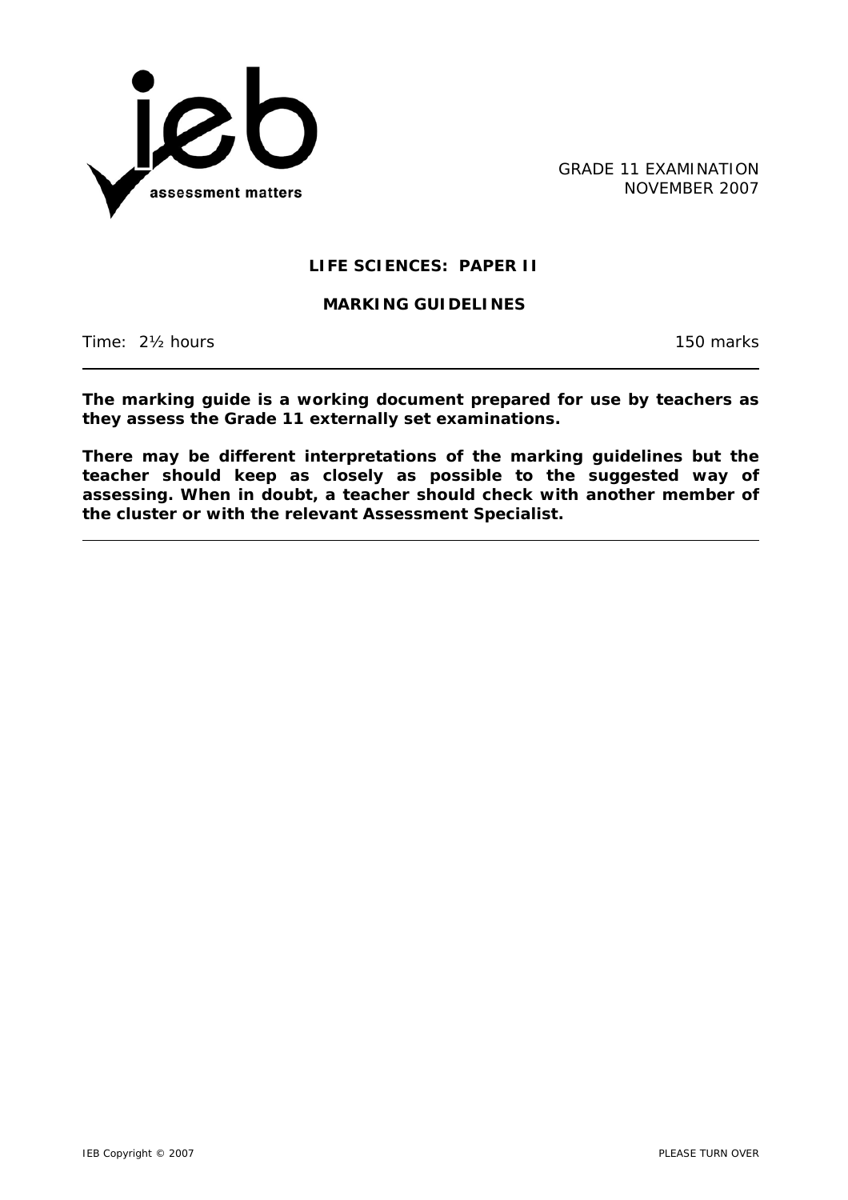GRADE 11 EXAMINATION
NOVEMBER 2007

# LIFE SCIENCES: PAPER II

## MARKING GUIDELINES

Time: 2½ hours

150 marks

---

**The marking guide is a working document prepared for use by teachers as they assess the Grade 11 externally set examinations.**

**There may be different interpretations of the marking guidelines but the teacher should keep as closely as possible to the suggested way of assessing. When in doubt, a teacher should check with another member of the cluster or with the relevant Assessment Specialist.**

---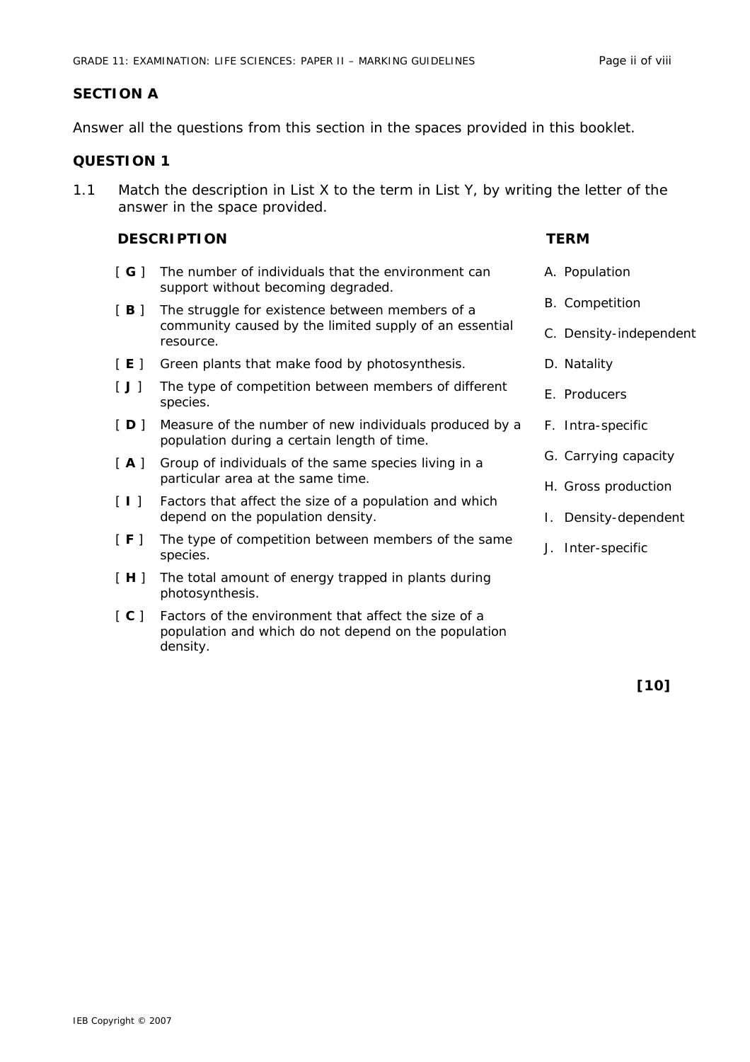## SECTION A

Answer all the questions from this section in the spaces provided in this booklet.

## QUESTION 1

1.1 Match the description in List X to the term in List Y, by writing the letter of the answer in the space provided.

| | DESCRIPTION | TERM |
|---|---|---|
| [ **G** ] | The number of individuals that the environment can support without becoming degraded. | A. Population |
| [ **B** ] | The struggle for existence between members of a community caused by the limited supply of an essential resource. | B. Competition |
| [ **E** ] | Green plants that make food by photosynthesis. | C. Density-independent |
| [ **J** ] | The type of competition between members of different species. | D. Natality |
| [ **D** ] | Measure of the number of new individuals produced by a population during a certain length of time. | E. Producers |
| [ **A** ] | Group of individuals of the same species living in a particular area at the same time. | F. Intra-specific |
| [ **I** ] | Factors that affect the size of a population and which depend on the population density. | G. Carrying capacity |
| [ **F** ] | The type of competition between members of the same species. | H. Gross production |
| [ **H** ] | The total amount of energy trapped in plants during photosynthesis. | I. Density-dependent |
| [ **C** ] | Factors of the environment that affect the size of a population and which do not depend on the population density. | J. Inter-specific |

**[10]**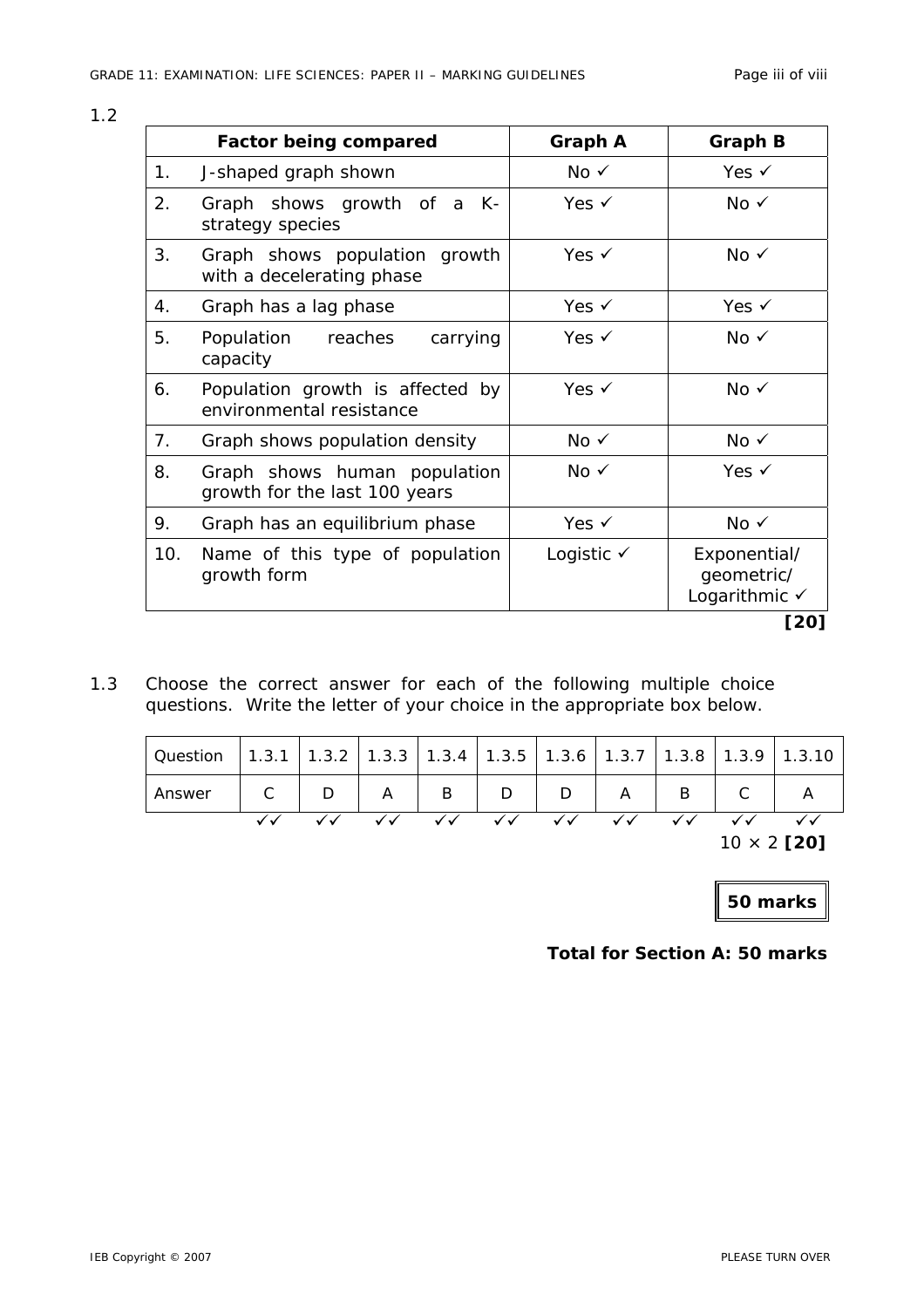1.2

| | Factor being compared | Graph A | Graph B |
|---|---|---|---|
| 1. | J-shaped graph shown | No ✓ | Yes ✓ |
| 2. | Graph shows growth of a K-strategy species | Yes ✓ | No ✓ |
| 3. | Graph shows population growth with a decelerating phase | Yes ✓ | No ✓ |
| 4. | Graph has a lag phase | Yes ✓ | Yes ✓ |
| 5. | Population reaches carrying capacity | Yes ✓ | No ✓ |
| 6. | Population growth is affected by environmental resistance | Yes ✓ | No ✓ |
| 7. | Graph shows population density | No ✓ | No ✓ |
| 8. | Graph shows human population growth for the last 100 years | No ✓ | Yes ✓ |
| 9. | Graph has an equilibrium phase | Yes ✓ | No ✓ |
| 10. | Name of this type of population growth form | Logistic ✓ | Exponential/ geometric/ Logarithmic ✓ |

**[20]**

1.3 Choose the correct answer for each of the following multiple choice questions. Write the letter of your choice in the appropriate box below.

| Question | 1.3.1 | 1.3.2 | 1.3.3 | 1.3.4 | 1.3.5 | 1.3.6 | 1.3.7 | 1.3.8 | 1.3.9 | 1.3.10 |
|---|---|---|---|---|---|---|---|---|---|---|
| Answer | C | D | A | B | D | D | A | B | C | A |
| | ✓✓ | ✓✓ | ✓✓ | ✓✓ | ✓✓ | ✓✓ | ✓✓ | ✓✓ | ✓✓ | ✓✓ |

10 × 2 **[20]**

**50 marks**

**Total for Section A: 50 marks**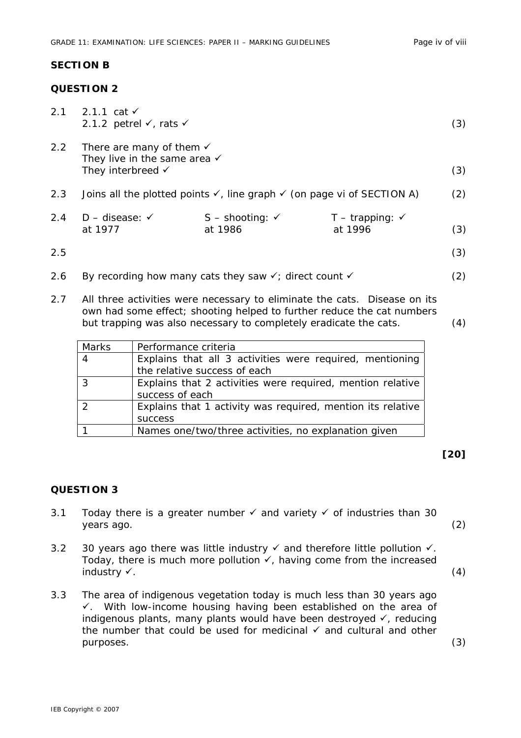## SECTION B

### QUESTION 2

2.1 2.1.1 cat ✓
 2.1.2 petrel ✓, rats ✓ (3)

2.2 There are many of them ✓
 They live in the same area ✓
 They interbreed ✓ (3)

2.3 Joins all the plotted points ✓, line graph ✓ (on page vi of SECTION A) (2)

2.4 D – disease: ✓ at 1977 S – shooting: ✓ at 1986 T – trapping: ✓ at 1996 (3)

2.5 (3)

2.6 By recording how many cats they saw ✓; direct count ✓ (2)

2.7 All three activities were necessary to eliminate the cats. Disease on its own had some effect; shooting helped to further reduce the cat numbers but trapping was also necessary to completely eradicate the cats. (4)

| Marks | Performance criteria |
|---|---|
| 4 | Explains that all 3 activities were required, mentioning the relative success of each |
| 3 | Explains that 2 activities were required, mention relative success of each |
| 2 | Explains that 1 activity was required, mention its relative success |
| 1 | Names one/two/three activities, no explanation given |

**[20]**

### QUESTION 3

3.1 Today there is a greater number ✓ and variety ✓ of industries than 30 years ago. (2)

3.2 30 years ago there was little industry ✓ and therefore little pollution ✓. Today, there is much more pollution ✓, having come from the increased industry ✓. (4)

3.3 The area of indigenous vegetation today is much less than 30 years ago ✓. With low-income housing having been established on the area of indigenous plants, many plants would have been destroyed ✓, reducing the number that could be used for medicinal ✓ and cultural and other purposes. (3)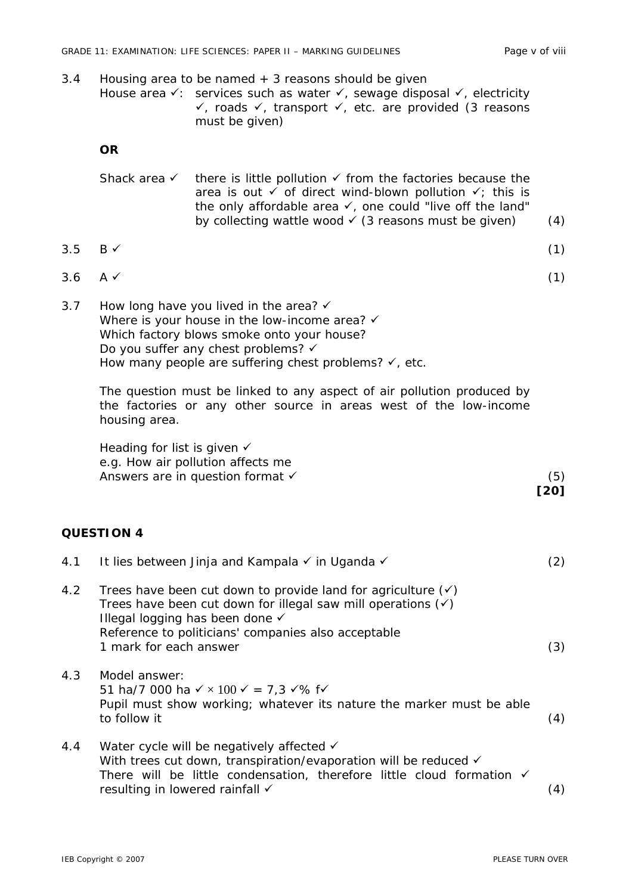3.4 Housing area to be named + 3 reasons should be given

House area ✓: services such as water ✓, sewage disposal ✓, electricity ✓, roads ✓, transport ✓, etc. are provided (3 reasons must be given)

**OR**

Shack area ✓ there is little pollution ✓ from the factories because the area is out ✓ of direct wind-blown pollution ✓; this is the only affordable area ✓, one could "live off the land" by collecting wattle wood ✓ (3 reasons must be given) (4)

3.5 B ✓ (1)

3.6 A ✓ (1)

3.7 How long have you lived in the area? ✓
Where is your house in the low-income area? ✓
Which factory blows smoke onto your house?
Do you suffer any chest problems? ✓
How many people are suffering chest problems? ✓, etc.

The question must be linked to any aspect of air pollution produced by the factories or any other source in areas west of the low-income housing area.

Heading for list is given ✓
e.g. How air pollution affects me
Answers are in question format ✓ (5)

**[20]**

## QUESTION 4

4.1 It lies between Jinja and Kampala ✓ in Uganda ✓ (2)

4.2 Trees have been cut down to provide land for agriculture (✓)
Trees have been cut down for illegal saw mill operations (✓)
Illegal logging has been done ✓
Reference to politicians' companies also acceptable
1 mark for each answer (3)

4.3 Model answer:
51 ha/7 000 ha ✓ $\times 100$ ✓ = 7,3 ✓% f✓
Pupil must show working; whatever its nature the marker must be able to follow it (4)

4.4 Water cycle will be negatively affected ✓
With trees cut down, transpiration/evaporation will be reduced ✓
There will be little condensation, therefore little cloud formation ✓ resulting in lowered rainfall ✓ (4)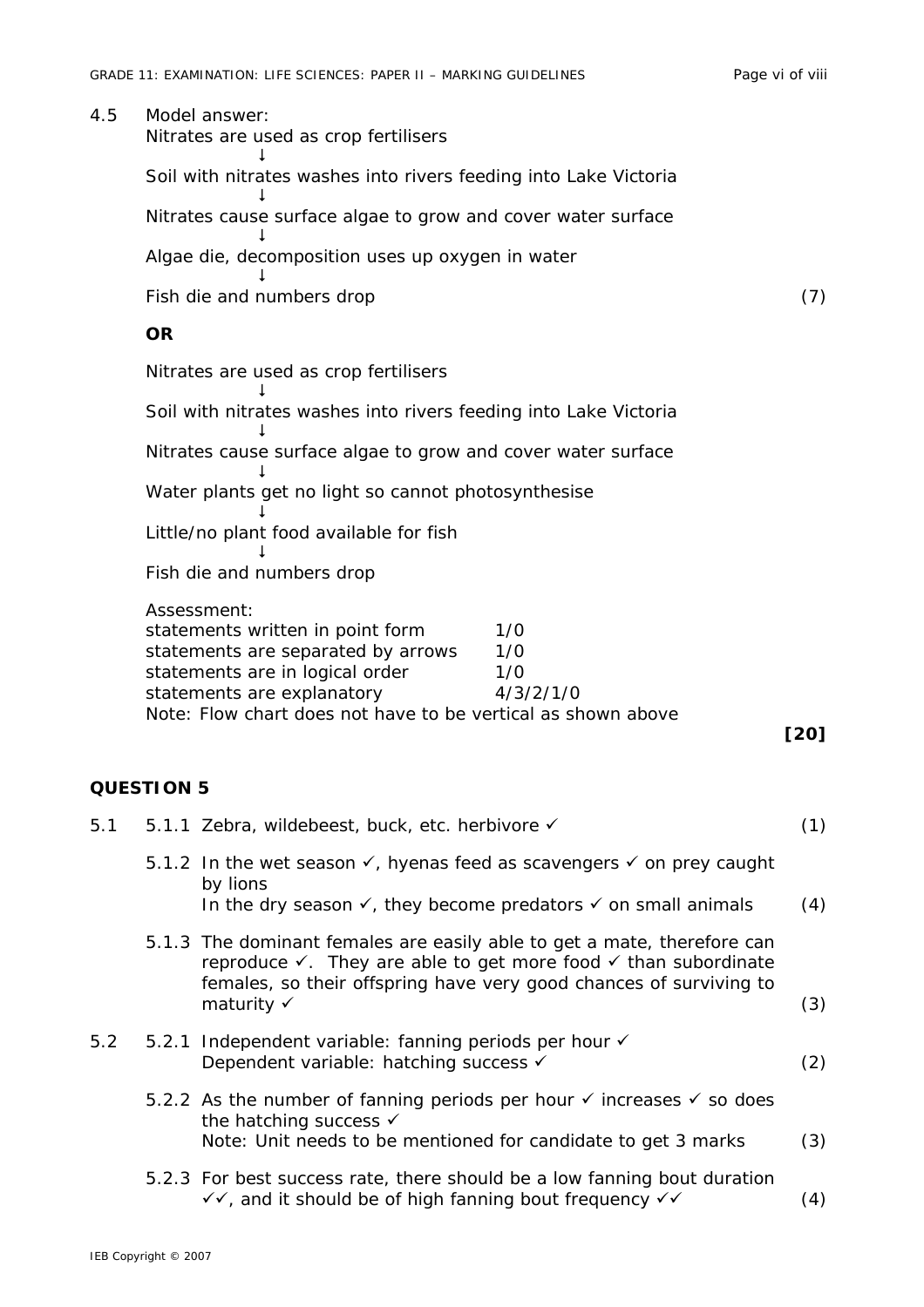4.5 Model answer:

Nitrates are used as crop fertilisers
↓
Soil with nitrates washes into rivers feeding into Lake Victoria
↓
Nitrates cause surface algae to grow and cover water surface
↓
Algae die, decomposition uses up oxygen in water
↓
Fish die and numbers drop (7)

**OR**

Nitrates are used as crop fertilisers
↓
Soil with nitrates washes into rivers feeding into Lake Victoria
↓
Nitrates cause surface algae to grow and cover water surface
↓
Water plants get no light so cannot photosynthesise
↓
Little/no plant food available for fish
↓
Fish die and numbers drop

Assessment:

| | |
|---|---|
| statements written in point form | 1/0 |
| statements are separated by arrows | 1/0 |
| statements are in logical order | 1/0 |
| statements are explanatory | 4/3/2/1/0 |

Note: Flow chart does not have to be vertical as shown above

**[20]**

## QUESTION 5

5.1

5.1.1 Zebra, wildebeest, buck, etc. herbivore ✓ (1)

5.1.2 In the wet season ✓, hyenas feed as scavengers ✓ on prey caught by lions
In the dry season ✓, they become predators ✓ on small animals (4)

5.1.3 The dominant females are easily able to get a mate, therefore can reproduce ✓. They are able to get more food ✓ than subordinate females, so their offspring have very good chances of surviving to maturity ✓ (3)

5.2

5.2.1 Independent variable: fanning periods per hour ✓
Dependent variable: hatching success ✓ (2)

5.2.2 As the number of fanning periods per hour ✓ increases ✓ so does the hatching success ✓
Note: Unit needs to be mentioned for candidate to get 3 marks (3)

5.2.3 For best success rate, there should be a low fanning bout duration ✓✓, and it should be of high fanning bout frequency ✓✓ (4)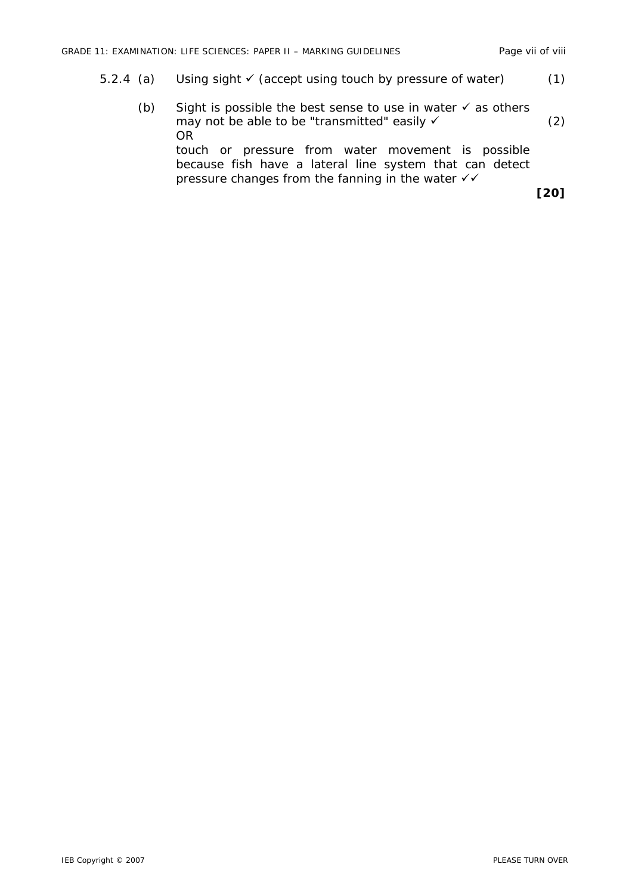5.2.4 (a) Using sight ✓ (accept using touch by pressure of water) (1)

(b) Sight is possible the best sense to use in water ✓ as others may not be able to be "transmitted" easily ✓ (2)

OR

touch or pressure from water movement is possible because fish have a lateral line system that can detect pressure changes from the fanning in the water ✓✓

**[20]**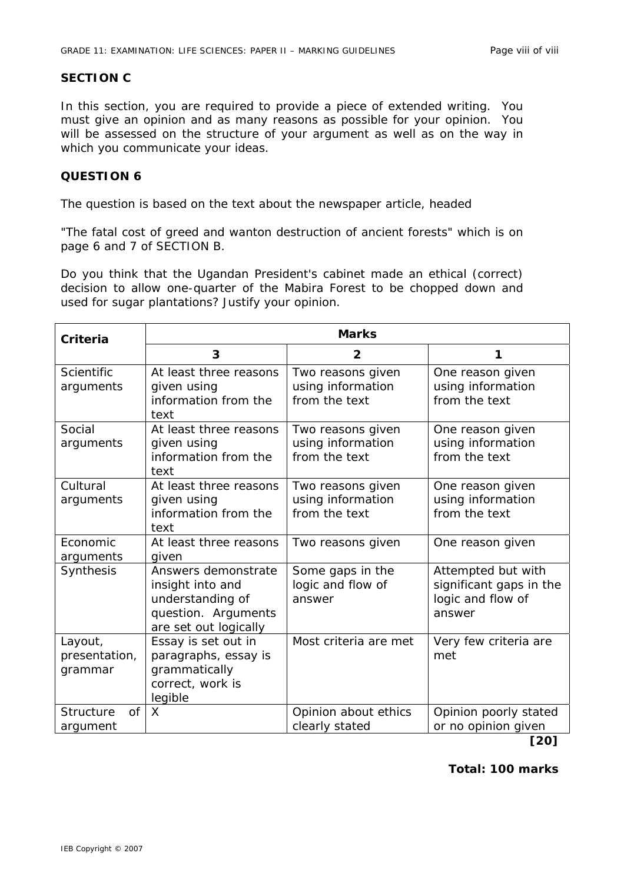## SECTION C

In this section, you are required to provide a piece of extended writing. You must give an opinion and as many reasons as possible for your opinion. You will be assessed on the structure of your argument as well as on the way in which you communicate your ideas.

## QUESTION 6

The question is based on the text about the newspaper article, headed

"The fatal cost of greed and wanton destruction of ancient forests" which is on page 6 and 7 of SECTION B.

Do you think that the Ugandan President's cabinet made an ethical (correct) decision to allow one-quarter of the Mabira Forest to be chopped down and used for sugar plantations? Justify your opinion.

| **Criteria** | **Marks** | | |
|---|---|---|---|
| | **3** | **2** | **1** |
| Scientific arguments | At least three reasons given using information from the text | Two reasons given using information from the text | One reason given using information from the text |
| Social arguments | At least three reasons given using information from the text | Two reasons given using information from the text | One reason given using information from the text |
| Cultural arguments | At least three reasons given using information from the text | Two reasons given using information from the text | One reason given using information from the text |
| Economic arguments | At least three reasons given | Two reasons given | One reason given |
| Synthesis | Answers demonstrate insight into and understanding of question. Arguments are set out logically | Some gaps in the logic and flow of answer | Attempted but with significant gaps in the logic and flow of answer |
| Layout, presentation, grammar | Essay is set out in paragraphs, essay is grammatically correct, work is legible | Most criteria are met | Very few criteria are met |
| Structure of argument | X | Opinion about ethics clearly stated | Opinion poorly stated or no opinion given |

**[20]**

**Total: 100 marks**